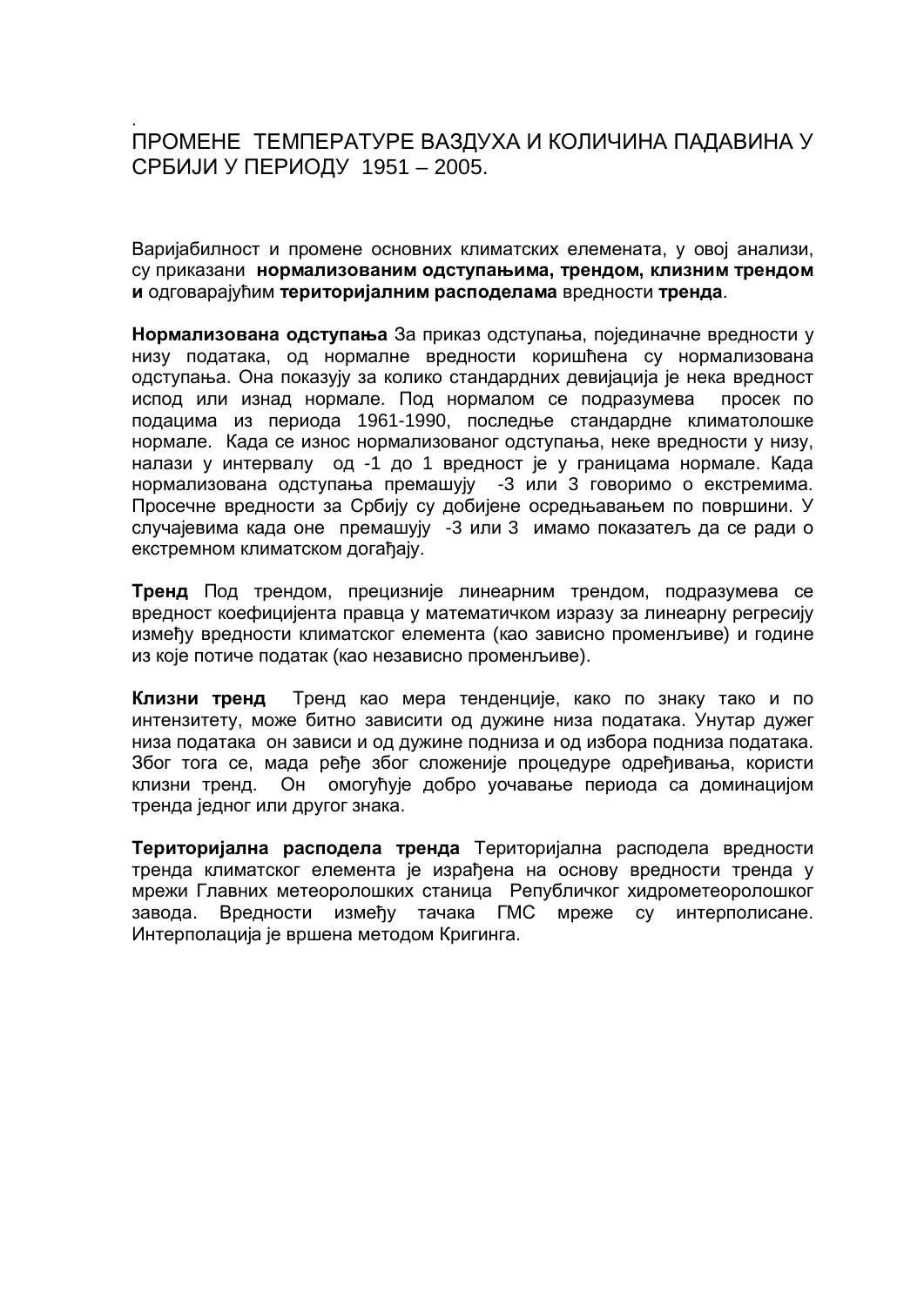# ПРОМЕНЕ ТЕМПЕРАТУРЕ ВАЗДУХА И КОЛИЧИНА ПАДАВИНА У СРБИЈИ У ПЕРИОДУ 1951 – 2005.

Варијабилност и промене основних климатских елемената, у овој анализи, су приказани **нормализованим одступањима, трендом, клизним трендом и** одговарајућим **територијалним расподелама** вредности **тренда**.

**Нормализована одступања** За приказ одступања, појединачне вредности у низу података, од нормалне вредности коришћена су нормализована одступања. Она показују за колико стандардних девијација је нека вредност испод или изнад нормале. Под нормалом се подразумева просек по подацима из периода 1961-1990, последње стандардне климатолошке нормале. Када се износ нормализованог одступања, неке вредности у низу, налази у интервалу од -1 до 1 вредност је у границама нормале. Када нормализована одступања премашују -3 или 3 говоримо о екстремима. Просечне вредности за Србију су добијене осредњавањем по површини. У случајевима када оне премашују -3 или 3 имамо показатељ да се ради о екстремном климатском догађају.

**Тренд** Под трендом, прецизније линеарним трендом, подразумева се вредност коефицијента правца у математичком изразу за линеарну регресију између вредности климатског елемента (као зависно променљиве) и године из које потиче податак (као независно променљиве).

**Клизни тренд** Тренд као мера тенденције, како по знаку тако и по интензитету, може битно зависити од дужине низа података. Унутар дужег низа података он зависи и од дужине подниза и од избора подниза података. Због тога се, мада ређе због сложеније процедуре одређивања, користи клизни тренд. Он омогућује добро уочавање периода са доминацијом тренда једног или другог знака.

**Територијална расподела тренда** Територијална расподела вредности тренда климатског елемента је израђена на основу вредности тренда у мрежи Главних метеоролошких станица Републичког хидрометеоролошког завода. Вредности између тачака ГМС мреже су интерполисане. Интерполација је вршена методом Кригинга.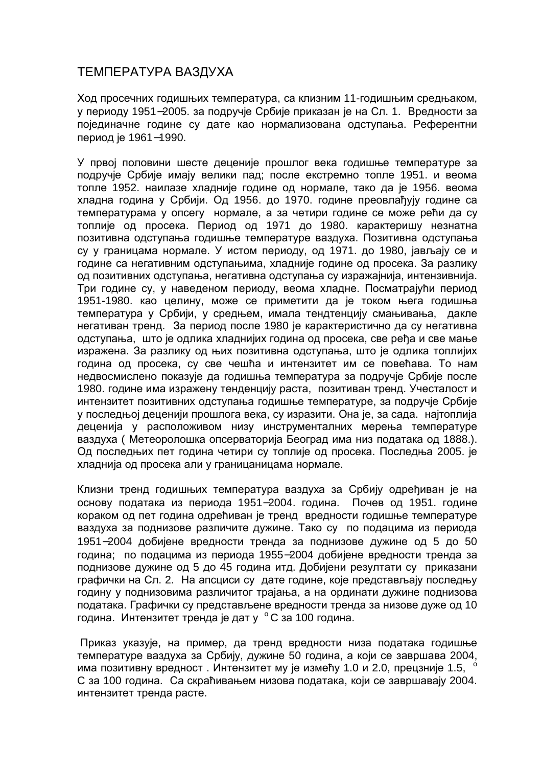# ТЕМПЕРАТУРА ВАЗДУХА

Ход просечних годишњих температура, са клизним 11-годишњим средњаком, у периоду 1951–2005. за подручје Србије приказан је на Сл. 1. Вредности за појединачне године су дате као нормализована одступања. Референтни период је 1961–1990.

У првој половини шесте деценије прошлог века годишње температуре за подручје Србије имају велики пад; после екстремно топле 1951. и веома топле 1952. наилазе хладније године од нормале, тако да је 1956. веома хладна година у Србији. Од 1956. до 1970. године преовлађују године са температурама у опсегу нормале, а за четири године се може рећи да су топлије од просека. Период од 1971 до 1980. карактеришу незнатна позитивна одступања годишње температуре ваздуха. Позитивна одступања су у границама нормале. У истом периоду, од 1971. до 1980, јављају се и године са негативним одступањима, хладније године од просека. За разлику од позитивних одступања, негативна одступања су изражајнија, интензивнија. Три године су, у наведеном периоду, веома хладне. Посматрајући период 1951-1980. као целину, може се приметити да је током њега годишња температура у Србији, у средњем, имала тендтенцију смањивања, дакле негативан тренд. За период после 1980 је карактеристично да су негативна одступања, што је одлика хладнијих година од просека, све ређа и све мање изражена. За разлику од њих позитивна одступања, што је одлика топлијих година од просека, су све чешћа и интензитет им се повећава. То нам недвосмислено показује да годишња температура за подручје Србије после 1980. године има изражену тенденцију раста, позитиван тренд. Учесталост и интензитет позитивних одступања годишње температуре, за подручје Србије у последњој деценији прошлога века, су изразити. Она је, за сада. најтоплија деценија у расположивом низу инструменталних мерења температуре ваздуха ( Метеоролошка опсерваторија Београд има низ података од 1888.). Од последњих пет година четири су топлије од просека. Последња 2005. је хладнија од просека али у границаницама нормале.

Клизни тренд годишњих температура ваздуха за Србију одређиван је на основу података из периода 1951–2004. година. Почев од 1951. године кораком од пет година одређиван је тренд вредности годишње температуре ваздуха за поднизове различите дужине. Тако су по подацима из периода 1951–2004 добијене вредности тренда за поднизове дужине од 5 до 50 година; по подацима из периода 1955–2004 добијене вредности тренда за поднизове дужине од 5 до 45 година итд. Добијени резултати су приказани графички на Сл. 2. На апсциси су дате године, које представљају последњу годину у поднизовима различитог трајања, а на ординати дужине поднизова података. Графички су представљене вредности тренда за низове дуже од 10 година. Интензитет тренда је дат у $^{o}$C за 100 година.

Приказ указује, на пример, да тренд вредности низа података годишње температуре ваздуха за Србију, дужине 50 година, а који се завршава 2004, има позитивну вредност . Интензитет му је између 1.0 и 2.0, прецзније 1.5, $^{o}$C за 100 година. Са скраћивањем низова података, који се завршавају 2004. интензитет тренда расте.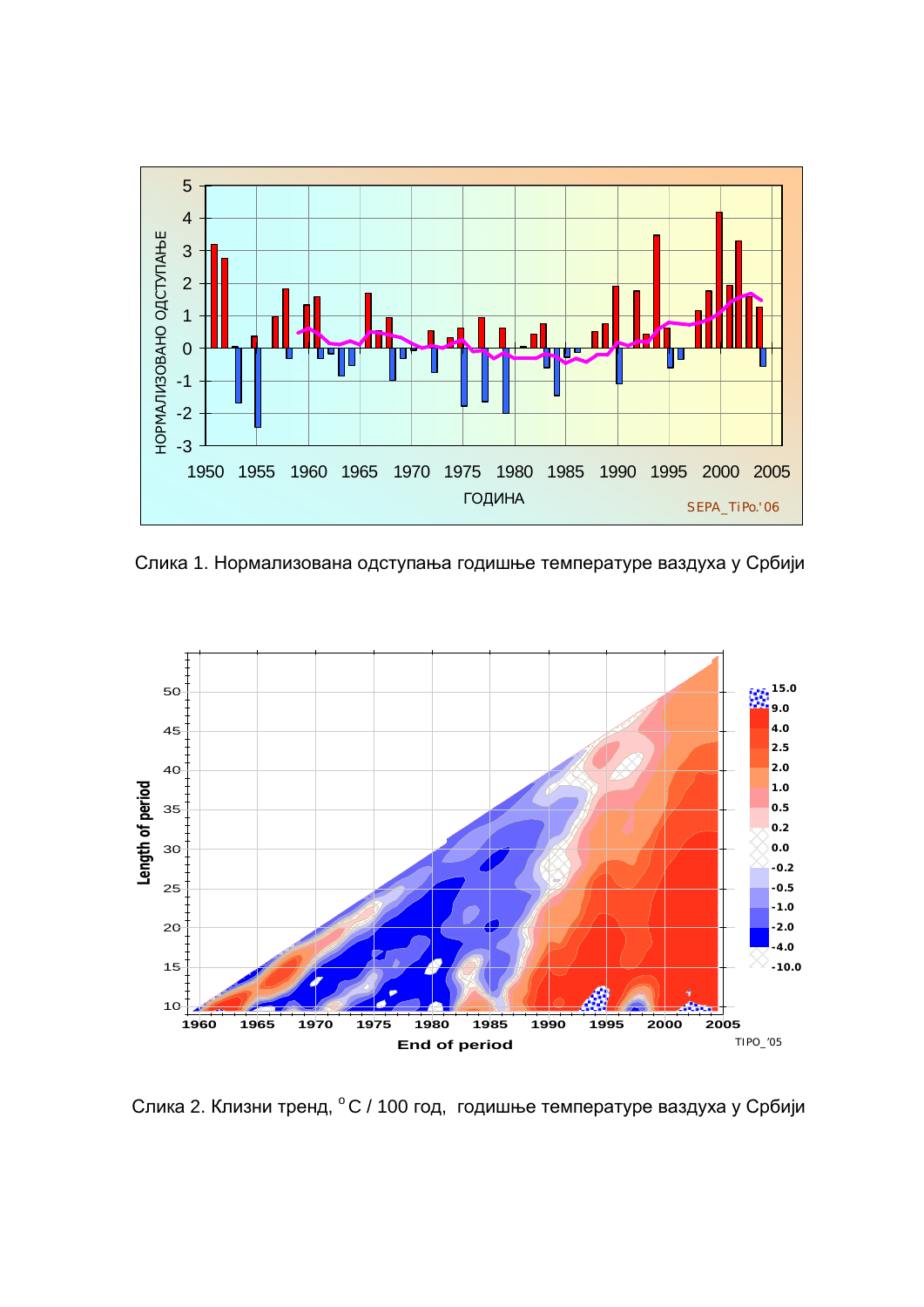Слика 1. Нормализована одступања годишње температуре ваздуха у Србији

Слика 2. Клизни тренд, $^{o}C$ / 100 год, годишње температуре ваздуха у Србији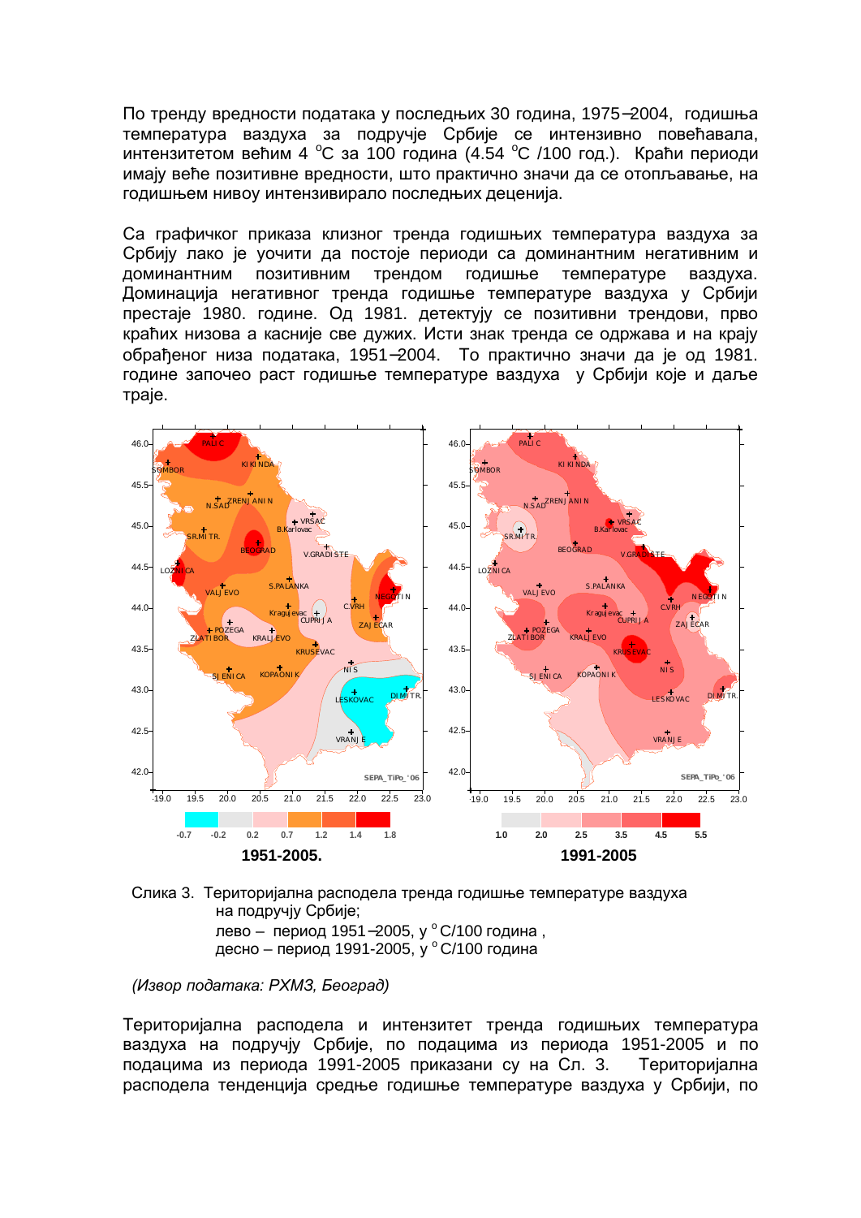По тренду вредности података у последњих 30 година, 1975–2004, годишња температура ваздуха за подручје Србије се интензивно повећавала, интензитетом већим 4 °C за 100 година (4.54 °C /100 год.). Краћи периоди имају веће позитивне вредности, што практично значи да се отопљавање, на годишњем нивоу интензивирало последњих деценија.

Са графичког приказа клизног тренда годишњих температура ваздуха за Србију лако је уочити да постоје периоди са доминантним негативним и доминантним позитивним трендом годишње температуре ваздуха. Доминација негативног тренда годишње температуре ваздуха у Србији престаје 1980. године. Од 1981. детектују се позитивни трендови, прво краћих низова а касније све дужих. Исти знак тренда се одржава и на крају обрађеног низа података, 1951–2004. То практично значи да је од 1981. године започео раст годишње температуре ваздуха у Србији које и даље траје.

Слика 3. Територијална расподела тренда годишње температуре ваздуха на подручју Србије;
лево – период 1951–2005, у °C/100 година ,
десно – период 1991-2005, у °C/100 година

*(Извор података: РХМЗ, Београд)*

Територијална расподела и интензитет тренда годишњих температура ваздуха на подручју Србије, по подацима из периода 1951-2005 и по подацима из периода 1991-2005 приказани су на Сл. 3. Територијална расподела тенденција средње годишње температуре ваздуха у Србији, по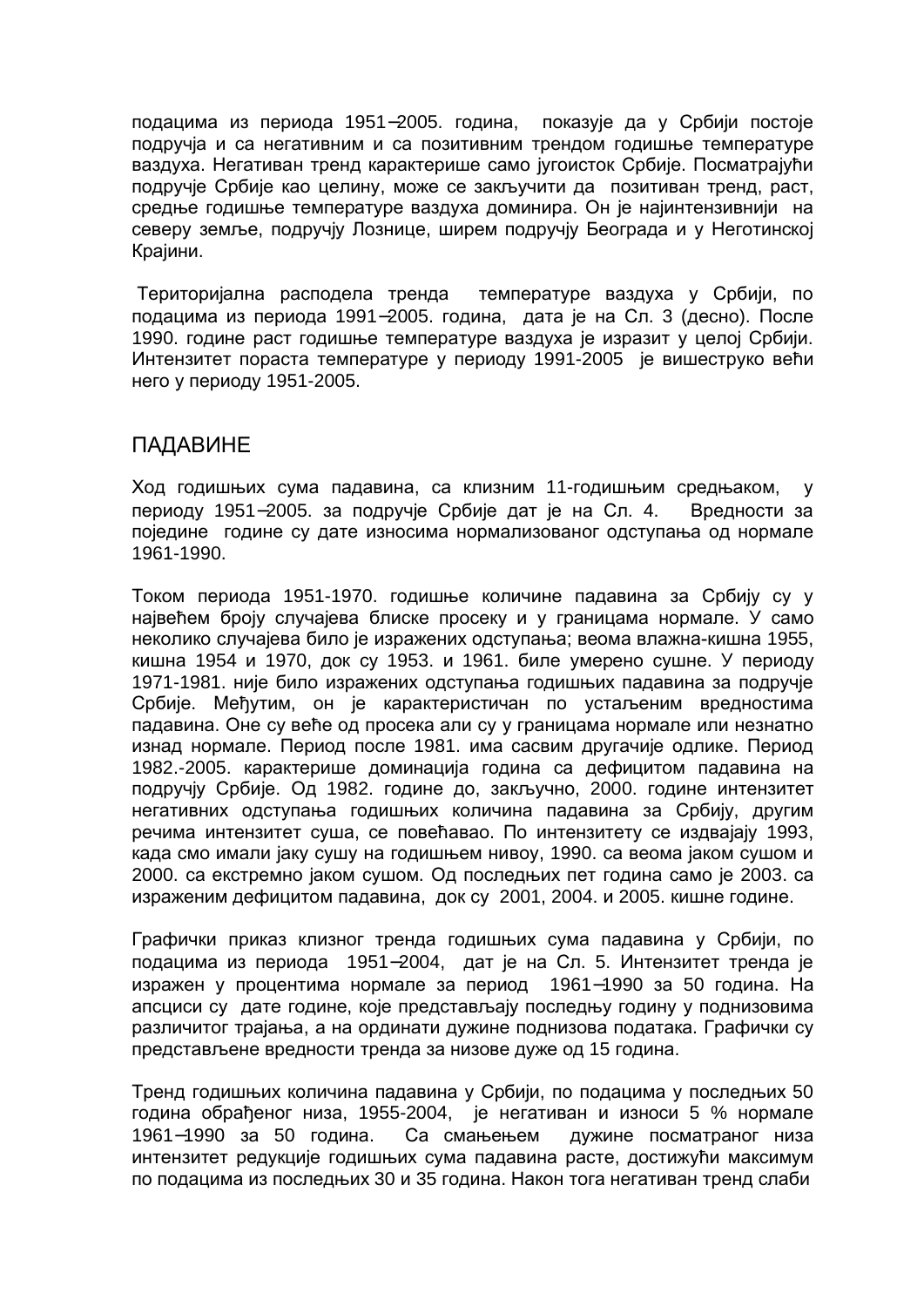подацима из периода 1951–2005. година, показује да у Србији постоје подручја и са негативним и са позитивним трендом годишње температуре ваздуха. Негативан тренд карактерише само југоисток Србије. Посматрајући подручје Србије као целину, може се закључити да позитиван тренд, раст, средње годишње температуре ваздуха доминира. Он је најинтензивнији на северу земље, подручју Лознице, широм подручју Београда и у Неготинској Крајини.

Територијална расподела тренда температуре ваздуха у Србији, по подацима из периода 1991–2005. година, дата је на Сл. 3 (десно). После 1990. године раст годишње температуре ваздуха је изразит у целој Србији. Интензитет пораста температуре у периоду 1991-2005 је вишеструко већи него у периоду 1951-2005.

## ПАДАВИНЕ

Ход годишњих сума падавина, са клизним 11-годишњим средњаком, у периоду 1951–2005. за подручје Србије дат је на Сл. 4. Вредности за поједине године су дате износима нормализованог одступања од нормале 1961-1990.

Током периода 1951-1970. годишње количине падавина за Србију су у највећем броју случајева блиске просеку и у границама нормале. У само неколико случајева било је изражених одступања; веома влажна-кишна 1955, кишна 1954 и 1970, док су 1953. и 1961. биле умерено сушне. У периоду 1971-1981. није било изражених одступања годишњих падавина за подручје Србије. Међутим, он је карактеристичан по устаљеним вредностима падавина. Оне су веће од просека али су у границама нормале или незнатно изнад нормале. Период после 1981. има сасвим другачије одлике. Период 1982.-2005. карактерише доминација година са дефицитом падавина на подручју Србије. Од 1982. године до, закључно, 2000. године интензитет негативних одступања годишњих количина падавина за Србију, другим речима интензитет суша, се повећавао. По интензитету се издвајају 1993, када смо имали јаку сушу на годишњем нивоу, 1990. са веома јаком сушом и 2000. са екстремно јаком сушом. Од последњих пет година само је 2003. са израженим дефицитом падавина, док су 2001, 2004. и 2005. кишне године.

Графички приказ клизног тренда годишњих сума падавина у Србији, по подацима из периода 1951–2004, дат је на Сл. 5. Интензитет тренда је изражен у процентима нормале за период 1961–1990 за 50 година. На апсциси су дате године, које представљају последњу годину у поднизовима различитог трајања, а на ординати дужине поднизова података. Графички су представљене вредности тренда за низове дуже од 15 година.

Тренд годишњих количина падавина у Србији, по подацима у последњих 50 година обрађеног низа, 1955-2004, је негативан и износи 5 % нормале 1961–1990 за 50 година. Са смањењем дужине посматраног низа интензитет редукције годишњих сума падавина расте, достижући максимум по подацима из последњих 30 и 35 година. Након тога негативан тренд слаби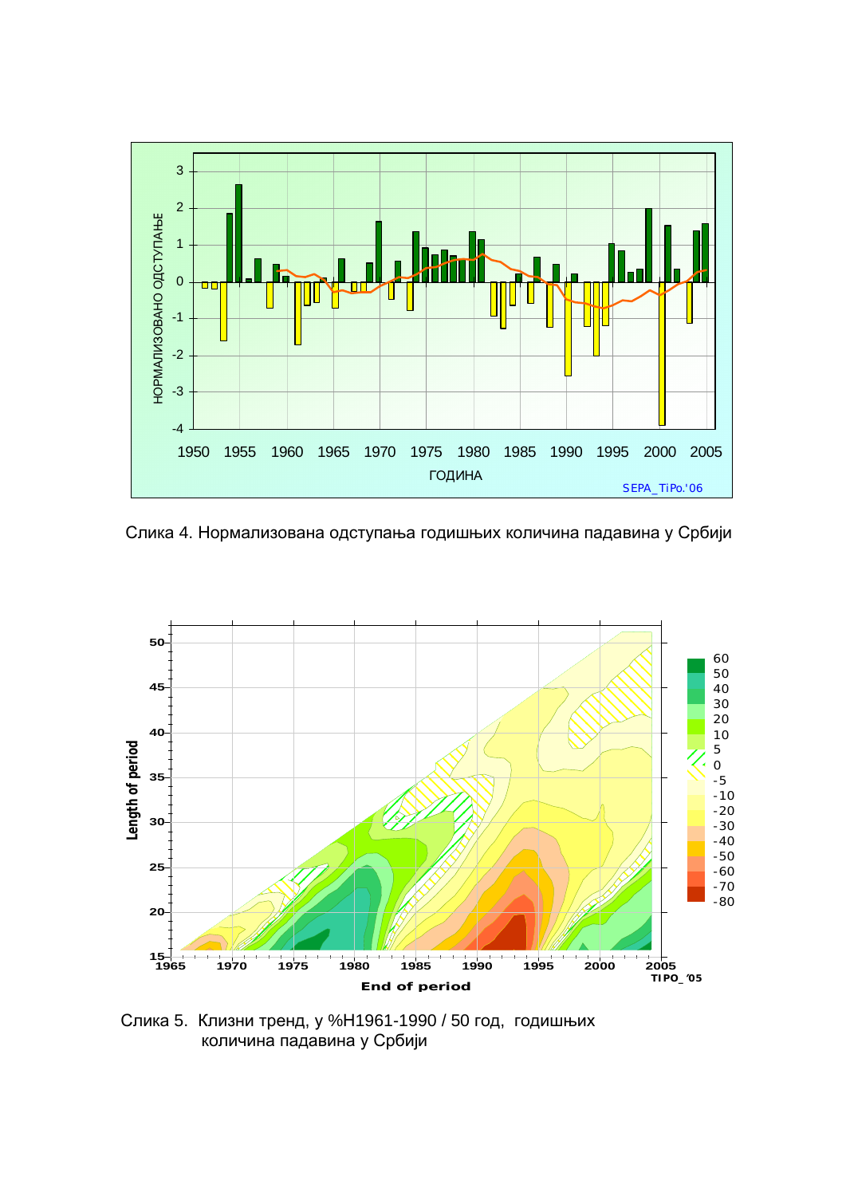Слика 4. Нормализована одступања годишњих количина падавина у Србији

Слика 5. Клизни тренд, у %Н1961-1990 / 50 год, годишњих количина падавина у Србији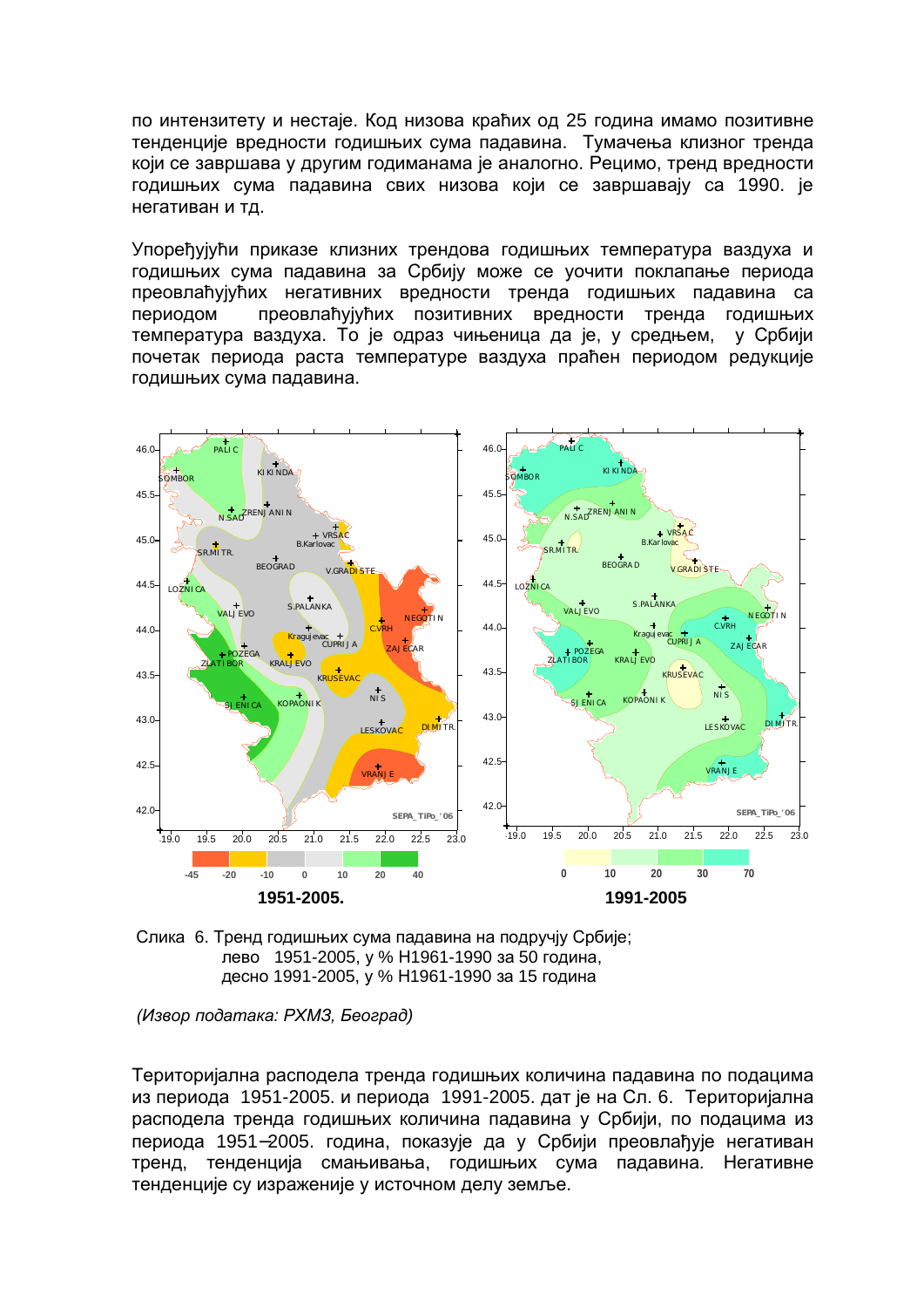по интензитету и нестаје. Код низова краћих од 25 година имамо позитивне тенденције вредности годишњих сума падавина. Тумачења клизног тренда који се завршава у другим годиманама је аналогно. Рецимо, тренд вредности годишњих сума падавина свих низова који се завршавају са 1990. је негативан и тд.

Упоређујући приказе клизних трендова годишњих температура ваздуха и годишњих сума падавина за Србију може се уочити поклапање периода преовлађујућих негативних вредности тренда годишњих падавина са периодом преовлађујућих позитивних вредности тренда годишњих температура ваздуха. То је одраз чињеница да је, у средњем, у Србији почетак периода раста температуре ваздуха праћен периодом редукције годишњих сума падавина.

Слика 6. Тренд годишњих сума падавина на подручју Србије;
лево 1951-2005, у % Н1961-1990 за 50 година,
десно 1991-2005, у % Н1961-1990 за 15 година

*(Извор података: РХМЗ, Београд)*

Територијална расподела тренда годишњих количина падавина по подацима из периода 1951-2005. и периода 1991-2005. дат је на Сл. 6. Територијална расподела тренда годишњих количина падавина у Србији, по подацима из периода 1951–2005. година, показује да у Србији преовлађује негативан тренд, тенденција смањивања, годишњих сума падавина. Негативне тенденције су израженије у источном делу земље.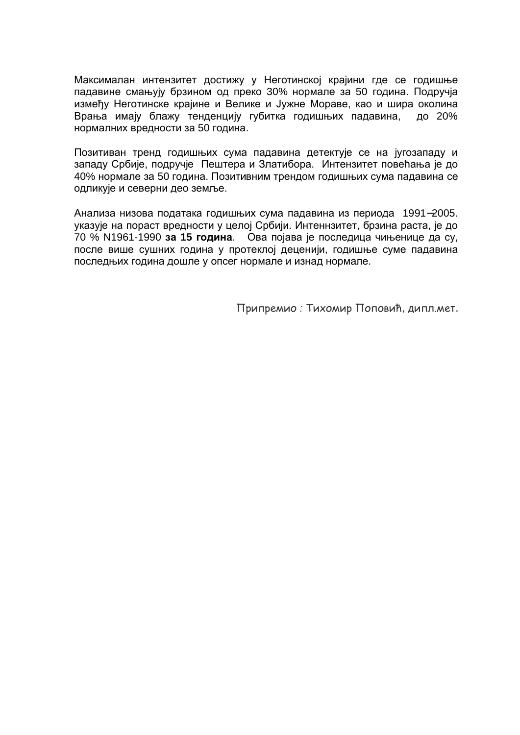Максималан интензитет достижу у Неготинској крајини где се годишње падавине смањују брзином од преко 30% нормале за 50 година. Подручја између Неготинске крајине и Велике и Јужне Мораве, као и шира околина Врања имају блажу тенденцију губитка годишњих падавина, до 20% нормалних вредности за 50 година.

Позитиван тренд годишњих сума падавина детектује се на југозападу и западу Србије, подручје Пештера и Златибора. Интензитет повећања је до 40% нормале за 50 година. Позитивним трендом годишњих сума падавина се одликује и северни део земље.

Анализа низова података годишњих сума падавина из периода 1991–2005. указује на пораст вредности у целој Србији. Интеннзитет, брзина раста, је до 70 % N1961-1990 **за 15 година**. Ова појава је последица чињенице да су, после више сушних година у протеклој деценији, годишње суме падавина последњих година дошле у опсег нормале и изнад нормале.

Припремио : Тихомир Поповић, дипл.мет.